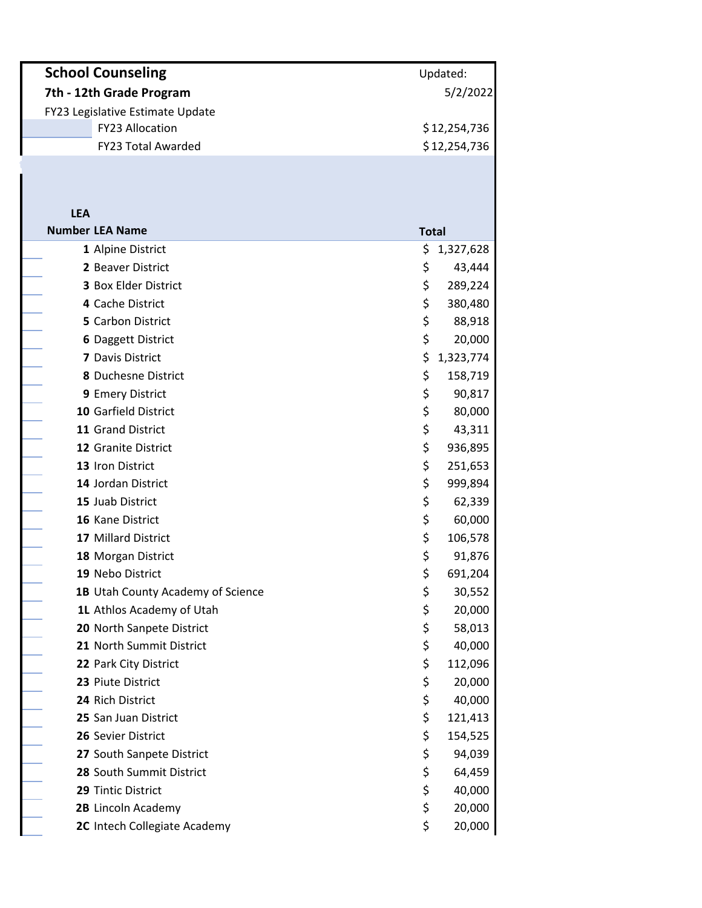**School Counseling**

**7th - 12th Grade Program**

FY23 Legislative Estimate Update

Updated: 5/2/2022

| | |
|---|---|
| FY23 Allocation | $12,254,736 |
| FY23 Total Awarded | $12,254,736 |

| LEA Number | LEA Name | Total |
|---|---|---|
| 1 | Alpine District | $ 1,327,628 |
| 2 | Beaver District | $ 43,444 |
| 3 | Box Elder District | $ 289,224 |
| 4 | Cache District | $ 380,480 |
| 5 | Carbon District | $ 88,918 |
| 6 | Daggett District | $ 20,000 |
| 7 | Davis District | $ 1,323,774 |
| 8 | Duchesne District | $ 158,719 |
| 9 | Emery District | $ 90,817 |
| 10 | Garfield District | $ 80,000 |
| 11 | Grand District | $ 43,311 |
| 12 | Granite District | $ 936,895 |
| 13 | Iron District | $ 251,653 |
| 14 | Jordan District | $ 999,894 |
| 15 | Juab District | $ 62,339 |
| 16 | Kane District | $ 60,000 |
| 17 | Millard District | $ 106,578 |
| 18 | Morgan District | $ 91,876 |
| 19 | Nebo District | $ 691,204 |
| 1B | Utah County Academy of Science | $ 30,552 |
| 1L | Athlos Academy of Utah | $ 20,000 |
| 20 | North Sanpete District | $ 58,013 |
| 21 | North Summit District | $ 40,000 |
| 22 | Park City District | $ 112,096 |
| 23 | Piute District | $ 20,000 |
| 24 | Rich District | $ 40,000 |
| 25 | San Juan District | $ 121,413 |
| 26 | Sevier District | $ 154,525 |
| 27 | South Sanpete District | $ 94,039 |
| 28 | South Summit District | $ 64,459 |
| 29 | Tintic District | $ 40,000 |
| 2B | Lincoln Academy | $ 20,000 |
| 2C | Intech Collegiate Academy | $ 20,000 |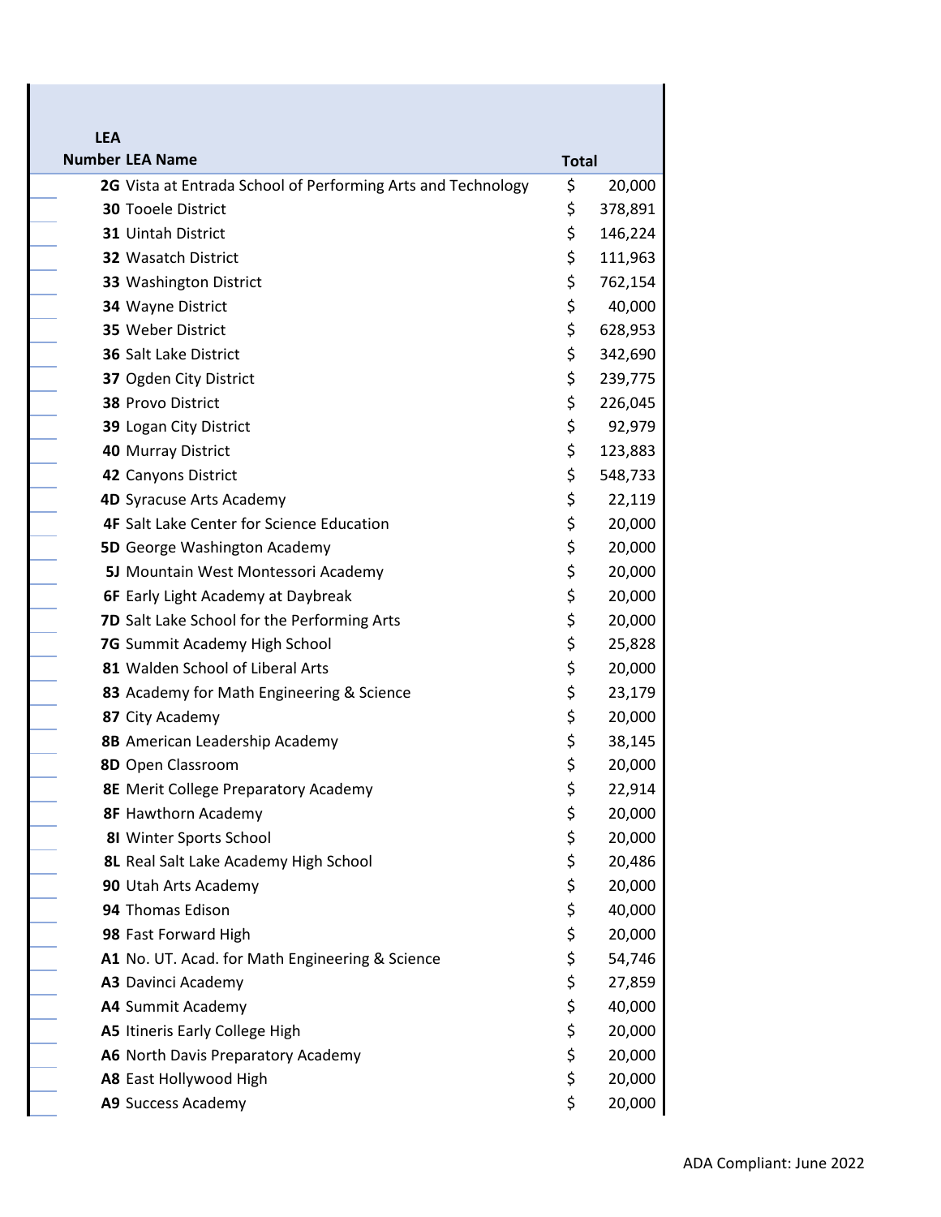| LEA Number | LEA Name | Total |
|---|---|---|
| 2G | Vista at Entrada School of Performing Arts and Technology | $ 20,000 |
| 30 | Tooele District | $ 378,891 |
| 31 | Uintah District | $ 146,224 |
| 32 | Wasatch District | $ 111,963 |
| 33 | Washington District | $ 762,154 |
| 34 | Wayne District | $ 40,000 |
| 35 | Weber District | $ 628,953 |
| 36 | Salt Lake District | $ 342,690 |
| 37 | Ogden City District | $ 239,775 |
| 38 | Provo District | $ 226,045 |
| 39 | Logan City District | $ 92,979 |
| 40 | Murray District | $ 123,883 |
| 42 | Canyons District | $ 548,733 |
| 4D | Syracuse Arts Academy | $ 22,119 |
| 4F | Salt Lake Center for Science Education | $ 20,000 |
| 5D | George Washington Academy | $ 20,000 |
| 5J | Mountain West Montessori Academy | $ 20,000 |
| 6F | Early Light Academy at Daybreak | $ 20,000 |
| 7D | Salt Lake School for the Performing Arts | $ 20,000 |
| 7G | Summit Academy High School | $ 25,828 |
| 81 | Walden School of Liberal Arts | $ 20,000 |
| 83 | Academy for Math Engineering & Science | $ 23,179 |
| 87 | City Academy | $ 20,000 |
| 8B | American Leadership Academy | $ 38,145 |
| 8D | Open Classroom | $ 20,000 |
| 8E | Merit College Preparatory Academy | $ 22,914 |
| 8F | Hawthorn Academy | $ 20,000 |
| 8I | Winter Sports School | $ 20,000 |
| 8L | Real Salt Lake Academy High School | $ 20,486 |
| 90 | Utah Arts Academy | $ 20,000 |
| 94 | Thomas Edison | $ 40,000 |
| 98 | Fast Forward High | $ 20,000 |
| A1 | No. UT. Acad. for Math Engineering & Science | $ 54,746 |
| A3 | Davinci Academy | $ 27,859 |
| A4 | Summit Academy | $ 40,000 |
| A5 | Itineris Early College High | $ 20,000 |
| A6 | North Davis Preparatory Academy | $ 20,000 |
| A8 | East Hollywood High | $ 20,000 |
| A9 | Success Academy | $ 20,000 |

ADA Compliant: June 2022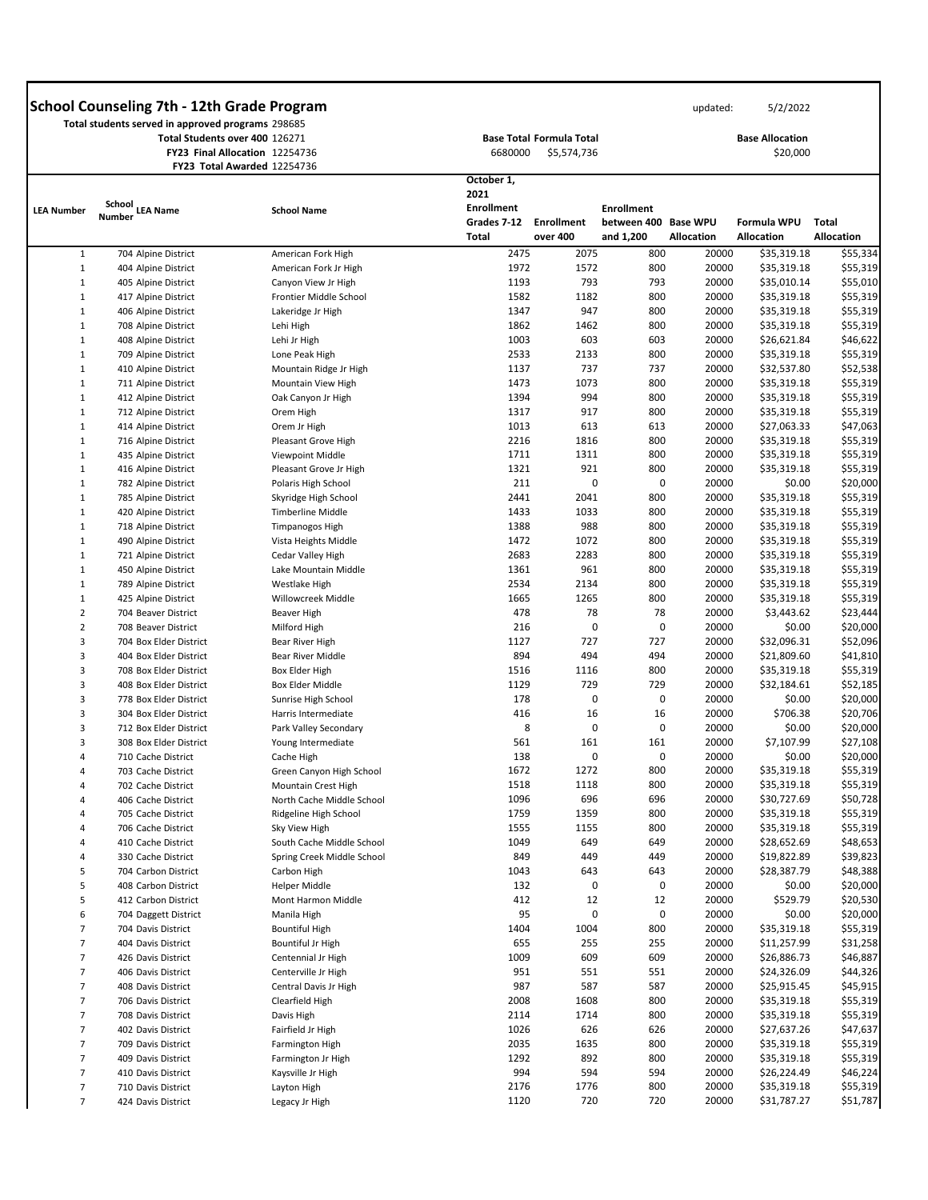# School Counseling 7th - 12th Grade Program

updated: 5/2/2022

**Total students served in approved programs** 298685

**Total Students over 400** 126271

**FY23 Final Allocation** 12254736

**FY23 Total Awarded** 12254736

| Base Total | Formula Total | Base Allocation |
|---|---|---|
| 6680000 | $5,574,736 | $20,000 |

| LEA Number | School Number | LEA Name | School Name | October 1, 2021 Enrollment Grades 7-12 Total | Enrollment over 400 | Enrollment between 400 and 1,200 | Base WPU Allocation | Formula WPU Allocation | Total Allocation |
|---|---|---|---|---|---|---|---|---|---|
| 1 | 704 | Alpine District | American Fork High | 2475 | 2075 | 800 | 20000 | $35,319.18 | $55,334 |
| 1 | 404 | Alpine District | American Fork Jr High | 1972 | 1572 | 800 | 20000 | $35,319.18 | $55,319 |
| 1 | 405 | Alpine District | Canyon View Jr High | 1193 | 793 | 793 | 20000 | $35,010.14 | $55,010 |
| 1 | 417 | Alpine District | Frontier Middle School | 1582 | 1182 | 800 | 20000 | $35,319.18 | $55,319 |
| 1 | 406 | Alpine District | Lakeridge Jr High | 1347 | 947 | 800 | 20000 | $35,319.18 | $55,319 |
| 1 | 708 | Alpine District | Lehi High | 1862 | 1462 | 800 | 20000 | $35,319.18 | $55,319 |
| 1 | 408 | Alpine District | Lehi Jr High | 1003 | 603 | 603 | 20000 | $26,621.84 | $46,622 |
| 1 | 709 | Alpine District | Lone Peak High | 2533 | 2133 | 800 | 20000 | $35,319.18 | $55,319 |
| 1 | 410 | Alpine District | Mountain Ridge Jr High | 1137 | 737 | 737 | 20000 | $32,537.80 | $52,538 |
| 1 | 711 | Alpine District | Mountain View High | 1473 | 1073 | 800 | 20000 | $35,319.18 | $55,319 |
| 1 | 412 | Alpine District | Oak Canyon Jr High | 1394 | 994 | 800 | 20000 | $35,319.18 | $55,319 |
| 1 | 712 | Alpine District | Orem High | 1317 | 917 | 800 | 20000 | $35,319.18 | $55,319 |
| 1 | 414 | Alpine District | Orem Jr High | 1013 | 613 | 613 | 20000 | $27,063.33 | $47,063 |
| 1 | 716 | Alpine District | Pleasant Grove High | 2216 | 1816 | 800 | 20000 | $35,319.18 | $55,319 |
| 1 | 435 | Alpine District | Viewpoint Middle | 1711 | 1311 | 800 | 20000 | $35,319.18 | $55,319 |
| 1 | 416 | Alpine District | Pleasant Grove Jr High | 1321 | 921 | 800 | 20000 | $35,319.18 | $55,319 |
| 1 | 782 | Alpine District | Polaris High School | 211 | 0 | 0 | 20000 | $0.00 | $20,000 |
| 1 | 785 | Alpine District | Skyridge High School | 2441 | 2041 | 800 | 20000 | $35,319.18 | $55,319 |
| 1 | 420 | Alpine District | Timberline Middle | 1433 | 1033 | 800 | 20000 | $35,319.18 | $55,319 |
| 1 | 718 | Alpine District | Timpanogos High | 1388 | 988 | 800 | 20000 | $35,319.18 | $55,319 |
| 1 | 490 | Alpine District | Vista Heights Middle | 1472 | 1072 | 800 | 20000 | $35,319.18 | $55,319 |
| 1 | 721 | Alpine District | Cedar Valley High | 2683 | 2283 | 800 | 20000 | $35,319.18 | $55,319 |
| 1 | 450 | Alpine District | Lake Mountain Middle | 1361 | 961 | 800 | 20000 | $35,319.18 | $55,319 |
| 1 | 789 | Alpine District | Westlake High | 2534 | 2134 | 800 | 20000 | $35,319.18 | $55,319 |
| 1 | 425 | Alpine District | Willowcreek Middle | 1665 | 1265 | 800 | 20000 | $35,319.18 | $55,319 |
| 2 | 704 | Beaver District | Beaver High | 478 | 78 | 78 | 20000 | $3,443.62 | $23,444 |
| 2 | 708 | Beaver District | Milford High | 216 | 0 | 0 | 20000 | $0.00 | $20,000 |
| 3 | 704 | Box Elder District | Bear River High | 1127 | 727 | 727 | 20000 | $32,096.31 | $52,096 |
| 3 | 404 | Box Elder District | Bear River Middle | 894 | 494 | 494 | 20000 | $21,809.60 | $41,810 |
| 3 | 708 | Box Elder District | Box Elder High | 1516 | 1116 | 800 | 20000 | $35,319.18 | $55,319 |
| 3 | 408 | Box Elder District | Box Elder Middle | 1129 | 729 | 729 | 20000 | $32,184.61 | $52,185 |
| 3 | 778 | Box Elder District | Sunrise High School | 178 | 0 | 0 | 20000 | $0.00 | $20,000 |
| 3 | 304 | Box Elder District | Harris Intermediate | 416 | 16 | 16 | 20000 | $706.38 | $20,706 |
| 3 | 712 | Box Elder District | Park Valley Secondary | 8 | 0 | 0 | 20000 | $0.00 | $20,000 |
| 3 | 308 | Box Elder District | Young Intermediate | 561 | 161 | 161 | 20000 | $7,107.99 | $27,108 |
| 4 | 710 | Cache District | Cache High | 138 | 0 | 0 | 20000 | $0.00 | $20,000 |
| 4 | 703 | Cache District | Green Canyon High School | 1672 | 1272 | 800 | 20000 | $35,319.18 | $55,319 |
| 4 | 702 | Cache District | Mountain Crest High | 1518 | 1118 | 800 | 20000 | $35,319.18 | $55,319 |
| 4 | 406 | Cache District | North Cache Middle School | 1096 | 696 | 696 | 20000 | $30,727.69 | $50,728 |
| 4 | 705 | Cache District | Ridgeline High School | 1759 | 1359 | 800 | 20000 | $35,319.18 | $55,319 |
| 4 | 706 | Cache District | Sky View High | 1555 | 1155 | 800 | 20000 | $35,319.18 | $55,319 |
| 4 | 410 | Cache District | South Cache Middle School | 1049 | 649 | 649 | 20000 | $28,652.69 | $48,653 |
| 4 | 330 | Cache District | Spring Creek Middle School | 849 | 449 | 449 | 20000 | $19,822.89 | $39,823 |
| 5 | 704 | Carbon District | Carbon High | 1043 | 643 | 643 | 20000 | $28,387.79 | $48,388 |
| 5 | 408 | Carbon District | Helper Middle | 132 | 0 | 0 | 20000 | $0.00 | $20,000 |
| 5 | 412 | Carbon District | Mont Harmon Middle | 412 | 12 | 12 | 20000 | $529.79 | $20,530 |
| 6 | 704 | Daggett District | Manila High | 95 | 0 | 0 | 20000 | $0.00 | $20,000 |
| 7 | 704 | Davis District | Bountiful High | 1404 | 1004 | 800 | 20000 | $35,319.18 | $55,319 |
| 7 | 404 | Davis District | Bountiful Jr High | 655 | 255 | 255 | 20000 | $11,257.99 | $31,258 |
| 7 | 426 | Davis District | Centennial Jr High | 1009 | 609 | 609 | 20000 | $26,886.73 | $46,887 |
| 7 | 406 | Davis District | Centerville Jr High | 951 | 551 | 551 | 20000 | $24,326.09 | $44,326 |
| 7 | 408 | Davis District | Central Davis Jr High | 987 | 587 | 587 | 20000 | $25,915.45 | $45,915 |
| 7 | 706 | Davis District | Clearfield High | 2008 | 1608 | 800 | 20000 | $35,319.18 | $55,319 |
| 7 | 708 | Davis District | Davis High | 2114 | 1714 | 800 | 20000 | $35,319.18 | $55,319 |
| 7 | 402 | Davis District | Fairfield Jr High | 1026 | 626 | 626 | 20000 | $27,637.26 | $47,637 |
| 7 | 709 | Davis District | Farmington High | 2035 | 1635 | 800 | 20000 | $35,319.18 | $55,319 |
| 7 | 409 | Davis District | Farmington Jr High | 1292 | 892 | 800 | 20000 | $35,319.18 | $55,319 |
| 7 | 410 | Davis District | Kaysville Jr High | 994 | 594 | 594 | 20000 | $26,224.49 | $46,224 |
| 7 | 710 | Davis District | Layton High | 2176 | 1776 | 800 | 20000 | $35,319.18 | $55,319 |
| 7 | 424 | Davis District | Legacy Jr High | 1120 | 720 | 720 | 20000 | $31,787.27 | $51,787 |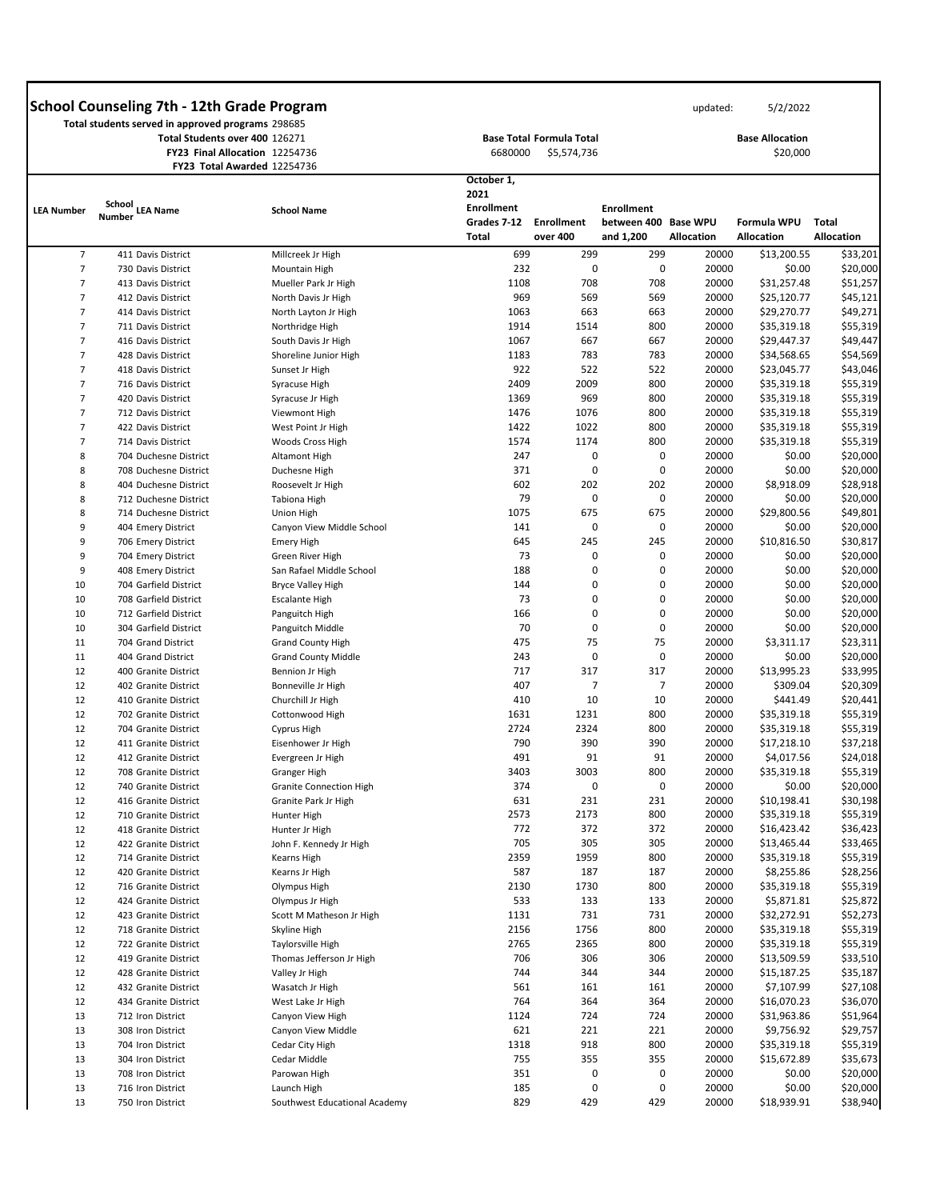## School Counseling 7th - 12th Grade Program

updated: 5/2/2022

Total students served in approved programs 298685

Total Students over 400 126271

FY23 Final Allocation 12254736

FY23 Total Awarded 12254736

| Base Total | Formula Total |
|---|---|
| 6680000 | $5,574,736 |

Base Allocation: $20,000

| LEA Number | School Number | LEA Name | School Name | October 1, 2021 Enrollment Grades 7-12 Total | Enrollment over 400 | Enrollment between 400 and 1,200 | Base WPU Allocation | Formula WPU Allocation | Total Allocation |
|---|---|---|---|---|---|---|---|---|---|
| 7 | 411 | Davis District | Millcreek Jr High | 699 | 299 | 299 | 20000 | $13,200.55 | $33,201 |
| 7 | 730 | Davis District | Mountain High | 232 | 0 | 0 | 20000 | $0.00 | $20,000 |
| 7 | 413 | Davis District | Mueller Park Jr High | 1108 | 708 | 708 | 20000 | $31,257.48 | $51,257 |
| 7 | 412 | Davis District | North Davis Jr High | 969 | 569 | 569 | 20000 | $25,120.77 | $45,121 |
| 7 | 414 | Davis District | North Layton Jr High | 1063 | 663 | 663 | 20000 | $29,270.77 | $49,271 |
| 7 | 711 | Davis District | Northridge High | 1914 | 1514 | 800 | 20000 | $35,319.18 | $55,319 |
| 7 | 416 | Davis District | South Davis Jr High | 1067 | 667 | 667 | 20000 | $29,447.37 | $49,447 |
| 7 | 428 | Davis District | Shoreline Junior High | 1183 | 783 | 783 | 20000 | $34,568.65 | $54,569 |
| 7 | 418 | Davis District | Sunset Jr High | 922 | 522 | 522 | 20000 | $23,045.77 | $43,046 |
| 7 | 716 | Davis District | Syracuse High | 2409 | 2009 | 800 | 20000 | $35,319.18 | $55,319 |
| 7 | 420 | Davis District | Syracuse Jr High | 1369 | 969 | 800 | 20000 | $35,319.18 | $55,319 |
| 7 | 712 | Davis District | Viewmont High | 1476 | 1076 | 800 | 20000 | $35,319.18 | $55,319 |
| 7 | 422 | Davis District | West Point Jr High | 1422 | 1022 | 800 | 20000 | $35,319.18 | $55,319 |
| 7 | 714 | Davis District | Woods Cross High | 1574 | 1174 | 800 | 20000 | $35,319.18 | $55,319 |
| 8 | 704 | Duchesne District | Altamont High | 247 | 0 | 0 | 20000 | $0.00 | $20,000 |
| 8 | 708 | Duchesne District | Duchesne High | 371 | 0 | 0 | 20000 | $0.00 | $20,000 |
| 8 | 404 | Duchesne District | Roosevelt Jr High | 602 | 202 | 202 | 20000 | $8,918.09 | $28,918 |
| 8 | 712 | Duchesne District | Tabiona High | 79 | 0 | 0 | 20000 | $0.00 | $20,000 |
| 8 | 714 | Duchesne District | Union High | 1075 | 675 | 675 | 20000 | $29,800.56 | $49,801 |
| 9 | 404 | Emery District | Canyon View Middle School | 141 | 0 | 0 | 20000 | $0.00 | $20,000 |
| 9 | 706 | Emery District | Emery High | 645 | 245 | 245 | 20000 | $10,816.50 | $30,817 |
| 9 | 704 | Emery District | Green River High | 73 | 0 | 0 | 20000 | $0.00 | $20,000 |
| 9 | 408 | Emery District | San Rafael Middle School | 188 | 0 | 0 | 20000 | $0.00 | $20,000 |
| 10 | 704 | Garfield District | Bryce Valley High | 144 | 0 | 0 | 20000 | $0.00 | $20,000 |
| 10 | 708 | Garfield District | Escalante High | 73 | 0 | 0 | 20000 | $0.00 | $20,000 |
| 10 | 712 | Garfield District | Panguitch High | 166 | 0 | 0 | 20000 | $0.00 | $20,000 |
| 10 | 304 | Garfield District | Panguitch Middle | 70 | 0 | 0 | 20000 | $0.00 | $20,000 |
| 11 | 704 | Grand District | Grand County High | 475 | 75 | 75 | 20000 | $3,311.17 | $23,311 |
| 11 | 404 | Grand District | Grand County Middle | 243 | 0 | 0 | 20000 | $0.00 | $20,000 |
| 12 | 400 | Granite District | Bennion Jr High | 717 | 317 | 317 | 20000 | $13,995.23 | $33,995 |
| 12 | 402 | Granite District | Bonneville Jr High | 407 | 7 | 7 | 20000 | $309.04 | $20,309 |
| 12 | 410 | Granite District | Churchill Jr High | 410 | 10 | 10 | 20000 | $441.49 | $20,441 |
| 12 | 702 | Granite District | Cottonwood High | 1631 | 1231 | 800 | 20000 | $35,319.18 | $55,319 |
| 12 | 704 | Granite District | Cyprus High | 2724 | 2324 | 800 | 20000 | $35,319.18 | $55,319 |
| 12 | 411 | Granite District | Eisenhower Jr High | 790 | 390 | 390 | 20000 | $17,218.10 | $37,218 |
| 12 | 412 | Granite District | Evergreen Jr High | 491 | 91 | 91 | 20000 | $4,017.56 | $24,018 |
| 12 | 708 | Granite District | Granger High | 3403 | 3003 | 800 | 20000 | $35,319.18 | $55,319 |
| 12 | 740 | Granite District | Granite Connection High | 374 | 0 | 0 | 20000 | $0.00 | $20,000 |
| 12 | 416 | Granite District | Granite Park Jr High | 631 | 231 | 231 | 20000 | $10,198.41 | $30,198 |
| 12 | 710 | Granite District | Hunter High | 2573 | 2173 | 800 | 20000 | $35,319.18 | $55,319 |
| 12 | 418 | Granite District | Hunter Jr High | 772 | 372 | 372 | 20000 | $16,423.42 | $36,423 |
| 12 | 422 | Granite District | John F. Kennedy Jr High | 705 | 305 | 305 | 20000 | $13,465.44 | $33,465 |
| 12 | 714 | Granite District | Kearns High | 2359 | 1959 | 800 | 20000 | $35,319.18 | $55,319 |
| 12 | 420 | Granite District | Kearns Jr High | 587 | 187 | 187 | 20000 | $8,255.86 | $28,256 |
| 12 | 716 | Granite District | Olympus High | 2130 | 1730 | 800 | 20000 | $35,319.18 | $55,319 |
| 12 | 424 | Granite District | Olympus Jr High | 533 | 133 | 133 | 20000 | $5,871.81 | $25,872 |
| 12 | 423 | Granite District | Scott M Matheson Jr High | 1131 | 731 | 731 | 20000 | $32,272.91 | $52,273 |
| 12 | 718 | Granite District | Skyline High | 2156 | 1756 | 800 | 20000 | $35,319.18 | $55,319 |
| 12 | 722 | Granite District | Taylorsville High | 2765 | 2365 | 800 | 20000 | $35,319.18 | $55,319 |
| 12 | 419 | Granite District | Thomas Jefferson Jr High | 706 | 306 | 306 | 20000 | $13,509.59 | $33,510 |
| 12 | 428 | Granite District | Valley Jr High | 744 | 344 | 344 | 20000 | $15,187.25 | $35,187 |
| 12 | 432 | Granite District | Wasatch Jr High | 561 | 161 | 161 | 20000 | $7,107.99 | $27,108 |
| 12 | 434 | Granite District | West Lake Jr High | 764 | 364 | 364 | 20000 | $16,070.23 | $36,070 |
| 13 | 712 | Iron District | Canyon View High | 1124 | 724 | 724 | 20000 | $31,963.86 | $51,964 |
| 13 | 308 | Iron District | Canyon View Middle | 621 | 221 | 221 | 20000 | $9,756.92 | $29,757 |
| 13 | 704 | Iron District | Cedar City High | 1318 | 918 | 800 | 20000 | $35,319.18 | $55,319 |
| 13 | 304 | Iron District | Cedar Middle | 755 | 355 | 355 | 20000 | $15,672.89 | $35,673 |
| 13 | 708 | Iron District | Parowan High | 351 | 0 | 0 | 20000 | $0.00 | $20,000 |
| 13 | 716 | Iron District | Launch High | 185 | 0 | 0 | 20000 | $0.00 | $20,000 |
| 13 | 750 | Iron District | Southwest Educational Academy | 829 | 429 | 429 | 20000 | $18,939.91 | $38,940 |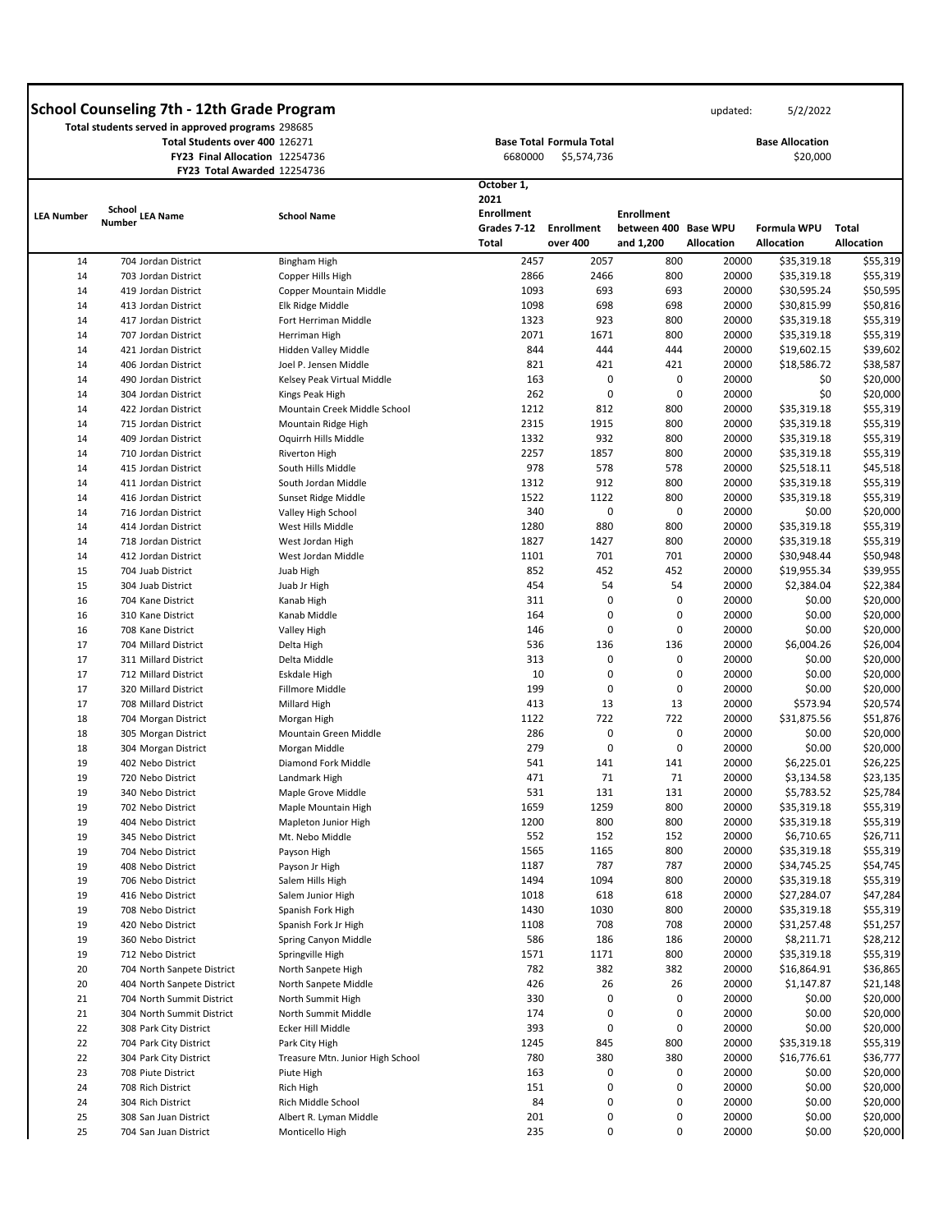# School Counseling 7th - 12th Grade Program

updated: 5/2/2022

**Total students served in approved programs** 298685
**Total Students over 400** 126271
**FY23 Final Allocation** 12254736
**FY23 Total Awarded** 12254736

| Base Total | Formula Total |
|---|---|
| 6680000 | $5,574,736 |

**Base Allocation** $20,000

| LEA Number | School Number | LEA Name | School Name | October 1, 2021 Enrollment Grades 7-12 Total | Enrollment over 400 | Enrollment between 400 and 1,200 | Base WPU Allocation | Formula WPU Allocation | Total Allocation |
|---|---|---|---|---|---|---|---|---|---|
| 14 | 704 | Jordan District | Bingham High | 2457 | 2057 | 800 | 20000 | $35,319.18 | $55,319 |
| 14 | 703 | Jordan District | Copper Hills High | 2866 | 2466 | 800 | 20000 | $35,319.18 | $55,319 |
| 14 | 419 | Jordan District | Copper Mountain Middle | 1093 | 693 | 693 | 20000 | $30,595.24 | $50,595 |
| 14 | 413 | Jordan District | Elk Ridge Middle | 1098 | 698 | 698 | 20000 | $30,815.99 | $50,816 |
| 14 | 417 | Jordan District | Fort Herriman Middle | 1323 | 923 | 800 | 20000 | $35,319.18 | $55,319 |
| 14 | 707 | Jordan District | Herriman High | 2071 | 1671 | 800 | 20000 | $35,319.18 | $55,319 |
| 14 | 421 | Jordan District | Hidden Valley Middle | 844 | 444 | 444 | 20000 | $19,602.15 | $39,602 |
| 14 | 406 | Jordan District | Joel P. Jensen Middle | 821 | 421 | 421 | 20000 | $18,586.72 | $38,587 |
| 14 | 490 | Jordan District | Kelsey Peak Virtual Middle | 163 | 0 | 0 | 20000 | $0 | $20,000 |
| 14 | 304 | Jordan District | Kings Peak High | 262 | 0 | 0 | 20000 | $0 | $20,000 |
| 14 | 422 | Jordan District | Mountain Creek Middle School | 1212 | 812 | 800 | 20000 | $35,319.18 | $55,319 |
| 14 | 715 | Jordan District | Mountain Ridge High | 2315 | 1915 | 800 | 20000 | $35,319.18 | $55,319 |
| 14 | 409 | Jordan District | Oquirrh Hills Middle | 1332 | 932 | 800 | 20000 | $35,319.18 | $55,319 |
| 14 | 710 | Jordan District | Riverton High | 2257 | 1857 | 800 | 20000 | $35,319.18 | $55,319 |
| 14 | 415 | Jordan District | South Hills Middle | 978 | 578 | 578 | 20000 | $25,518.11 | $45,518 |
| 14 | 411 | Jordan District | South Jordan Middle | 1312 | 912 | 800 | 20000 | $35,319.18 | $55,319 |
| 14 | 416 | Jordan District | Sunset Ridge Middle | 1522 | 1122 | 800 | 20000 | $35,319.18 | $55,319 |
| 14 | 716 | Jordan District | Valley High School | 340 | 0 | 0 | 20000 | $0.00 | $20,000 |
| 14 | 414 | Jordan District | West Hills Middle | 1280 | 880 | 800 | 20000 | $35,319.18 | $55,319 |
| 14 | 718 | Jordan District | West Jordan High | 1827 | 1427 | 800 | 20000 | $35,319.18 | $55,319 |
| 14 | 412 | Jordan District | West Jordan Middle | 1101 | 701 | 701 | 20000 | $30,948.44 | $50,948 |
| 15 | 704 | Juab District | Juab High | 852 | 452 | 452 | 20000 | $19,955.34 | $39,955 |
| 15 | 304 | Juab District | Juab Jr High | 454 | 54 | 54 | 20000 | $2,384.04 | $22,384 |
| 16 | 704 | Kane District | Kanab High | 311 | 0 | 0 | 20000 | $0.00 | $20,000 |
| 16 | 310 | Kane District | Kanab Middle | 164 | 0 | 0 | 20000 | $0.00 | $20,000 |
| 16 | 708 | Kane District | Valley High | 146 | 0 | 0 | 20000 | $0.00 | $20,000 |
| 17 | 704 | Millard District | Delta High | 536 | 136 | 136 | 20000 | $6,004.26 | $26,004 |
| 17 | 311 | Millard District | Delta Middle | 313 | 0 | 0 | 20000 | $0.00 | $20,000 |
| 17 | 712 | Millard District | Eskdale High | 10 | 0 | 0 | 20000 | $0.00 | $20,000 |
| 17 | 320 | Millard District | Fillmore Middle | 199 | 0 | 0 | 20000 | $0.00 | $20,000 |
| 17 | 708 | Millard District | Millard High | 413 | 13 | 13 | 20000 | $573.94 | $20,574 |
| 18 | 704 | Morgan District | Morgan High | 1122 | 722 | 722 | 20000 | $31,875.56 | $51,876 |
| 18 | 305 | Morgan District | Mountain Green Middle | 286 | 0 | 0 | 20000 | $0.00 | $20,000 |
| 18 | 304 | Morgan District | Morgan Middle | 279 | 0 | 0 | 20000 | $0.00 | $20,000 |
| 19 | 402 | Nebo District | Diamond Fork Middle | 541 | 141 | 141 | 20000 | $6,225.01 | $26,225 |
| 19 | 720 | Nebo District | Landmark High | 471 | 71 | 71 | 20000 | $3,134.58 | $23,135 |
| 19 | 340 | Nebo District | Maple Grove Middle | 531 | 131 | 131 | 20000 | $5,783.52 | $25,784 |
| 19 | 702 | Nebo District | Maple Mountain High | 1659 | 1259 | 800 | 20000 | $35,319.18 | $55,319 |
| 19 | 404 | Nebo District | Mapleton Junior High | 1200 | 800 | 800 | 20000 | $35,319.18 | $55,319 |
| 19 | 345 | Nebo District | Mt. Nebo Middle | 552 | 152 | 152 | 20000 | $6,710.65 | $26,711 |
| 19 | 704 | Nebo District | Payson High | 1565 | 1165 | 800 | 20000 | $35,319.18 | $55,319 |
| 19 | 408 | Nebo District | Payson Jr High | 1187 | 787 | 787 | 20000 | $34,745.25 | $54,745 |
| 19 | 706 | Nebo District | Salem Hills High | 1494 | 1094 | 800 | 20000 | $35,319.18 | $55,319 |
| 19 | 416 | Nebo District | Salem Junior High | 1018 | 618 | 618 | 20000 | $27,284.07 | $47,284 |
| 19 | 708 | Nebo District | Spanish Fork High | 1430 | 1030 | 800 | 20000 | $35,319.18 | $55,319 |
| 19 | 420 | Nebo District | Spanish Fork Jr High | 1108 | 708 | 708 | 20000 | $31,257.48 | $51,257 |
| 19 | 360 | Nebo District | Spring Canyon Middle | 586 | 186 | 186 | 20000 | $8,211.71 | $28,212 |
| 19 | 712 | Nebo District | Springville High | 1571 | 1171 | 800 | 20000 | $35,319.18 | $55,319 |
| 20 | 704 | North Sanpete District | North Sanpete High | 782 | 382 | 382 | 20000 | $16,864.91 | $36,865 |
| 20 | 404 | North Sanpete District | North Sanpete Middle | 426 | 26 | 26 | 20000 | $1,147.87 | $21,148 |
| 21 | 704 | North Summit District | North Summit High | 330 | 0 | 0 | 20000 | $0.00 | $20,000 |
| 21 | 304 | North Summit District | North Summit Middle | 174 | 0 | 0 | 20000 | $0.00 | $20,000 |
| 22 | 308 | Park City District | Ecker Hill Middle | 393 | 0 | 0 | 20000 | $0.00 | $20,000 |
| 22 | 704 | Park City District | Park City High | 1245 | 845 | 800 | 20000 | $35,319.18 | $55,319 |
| 22 | 304 | Park City District | Treasure Mtn. Junior High School | 780 | 380 | 380 | 20000 | $16,776.61 | $36,777 |
| 23 | 708 | Piute District | Piute High | 163 | 0 | 0 | 20000 | $0.00 | $20,000 |
| 24 | 708 | Rich District | Rich High | 151 | 0 | 0 | 20000 | $0.00 | $20,000 |
| 24 | 304 | Rich District | Rich Middle School | 84 | 0 | 0 | 20000 | $0.00 | $20,000 |
| 25 | 308 | San Juan District | Albert R. Lyman Middle | 201 | 0 | 0 | 20000 | $0.00 | $20,000 |
| 25 | 704 | San Juan District | Monticello High | 235 | 0 | 0 | 20000 | $0.00 | $20,000 |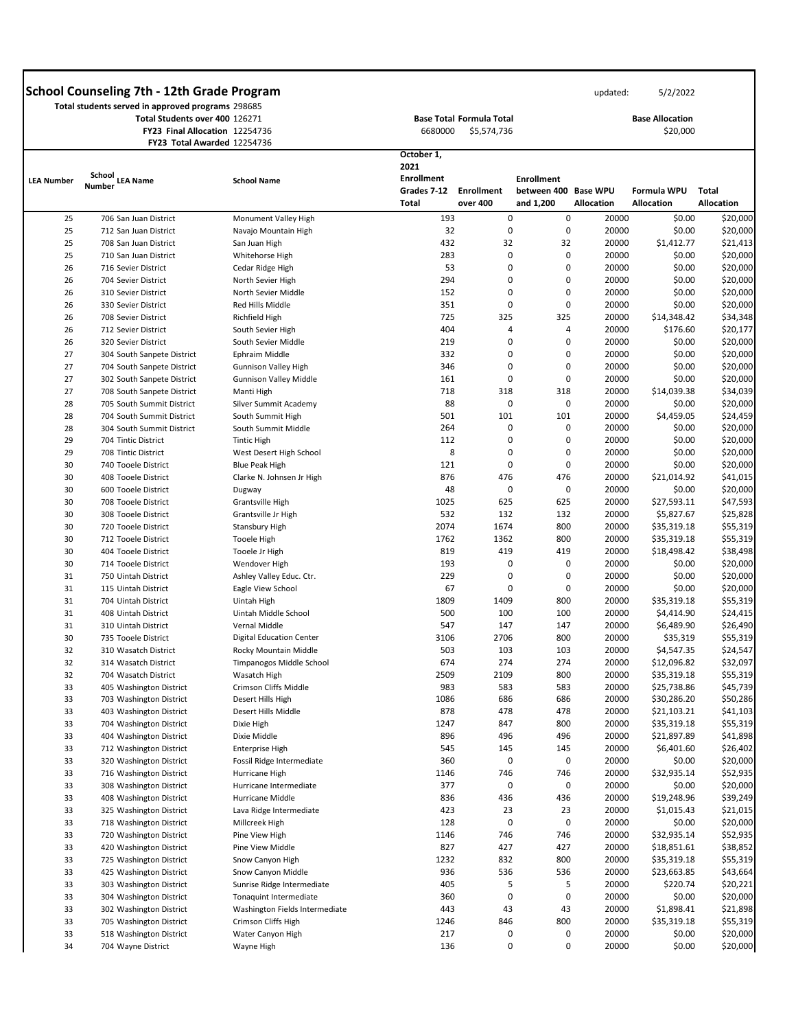# School Counseling 7th - 12th Grade Program

updated: 5/2/2022

**Total students served in approved programs** 298685
**Total Students over 400** 126271
**FY23 Final Allocation** 12254736
**FY23 Total Awarded** 12254736

| Base Total | Formula Total |
|---|---|
| 6680000 | $5,574,736 |

**Base Allocation** $20,000

| LEA Number | School Number | LEA Name | School Name | October 1, 2021 Enrollment Grades 7-12 Total | Enrollment over 400 | Enrollment between 400 and 1,200 | Base WPU Allocation | Formula WPU Allocation | Total Allocation |
|---|---|---|---|---|---|---|---|---|---|
| 25 | 706 | San Juan District | Monument Valley High | 193 | 0 | 0 | 20000 | $0.00 | $20,000 |
| 25 | 712 | San Juan District | Navajo Mountain High | 32 | 0 | 0 | 20000 | $0.00 | $20,000 |
| 25 | 708 | San Juan District | San Juan High | 432 | 32 | 32 | 20000 | $1,412.77 | $21,413 |
| 25 | 710 | San Juan District | Whitehorse High | 283 | 0 | 0 | 20000 | $0.00 | $20,000 |
| 26 | 716 | Sevier District | Cedar Ridge High | 53 | 0 | 0 | 20000 | $0.00 | $20,000 |
| 26 | 704 | Sevier District | North Sevier High | 294 | 0 | 0 | 20000 | $0.00 | $20,000 |
| 26 | 310 | Sevier District | North Sevier Middle | 152 | 0 | 0 | 20000 | $0.00 | $20,000 |
| 26 | 330 | Sevier District | Red Hills Middle | 351 | 0 | 0 | 20000 | $0.00 | $20,000 |
| 26 | 708 | Sevier District | Richfield High | 725 | 325 | 325 | 20000 | $14,348.42 | $34,348 |
| 26 | 712 | Sevier District | South Sevier High | 404 | 4 | 4 | 20000 | $176.60 | $20,177 |
| 26 | 320 | Sevier District | South Sevier Middle | 219 | 0 | 0 | 20000 | $0.00 | $20,000 |
| 27 | 304 | South Sanpete District | Ephraim Middle | 332 | 0 | 0 | 20000 | $0.00 | $20,000 |
| 27 | 704 | South Sanpete District | Gunnison Valley High | 346 | 0 | 0 | 20000 | $0.00 | $20,000 |
| 27 | 302 | South Sanpete District | Gunnison Valley Middle | 161 | 0 | 0 | 20000 | $0.00 | $20,000 |
| 27 | 708 | South Sanpete District | Manti High | 718 | 318 | 318 | 20000 | $14,039.38 | $34,039 |
| 28 | 705 | South Summit District | Silver Summit Academy | 88 | 0 | 0 | 20000 | $0.00 | $20,000 |
| 28 | 704 | South Summit District | South Summit High | 501 | 101 | 101 | 20000 | $4,459.05 | $24,459 |
| 28 | 304 | South Summit District | South Summit Middle | 264 | 0 | 0 | 20000 | $0.00 | $20,000 |
| 29 | 704 | Tintic District | Tintic High | 112 | 0 | 0 | 20000 | $0.00 | $20,000 |
| 29 | 708 | Tintic District | West Desert High School | 8 | 0 | 0 | 20000 | $0.00 | $20,000 |
| 30 | 740 | Tooele District | Blue Peak High | 121 | 0 | 0 | 20000 | $0.00 | $20,000 |
| 30 | 408 | Tooele District | Clarke N. Johnsen Jr High | 876 | 476 | 476 | 20000 | $21,014.92 | $41,015 |
| 30 | 600 | Tooele District | Dugway | 48 | 0 | 0 | 20000 | $0.00 | $20,000 |
| 30 | 708 | Tooele District | Grantsville High | 1025 | 625 | 625 | 20000 | $27,593.11 | $47,593 |
| 30 | 308 | Tooele District | Grantsville Jr High | 532 | 132 | 132 | 20000 | $5,827.67 | $25,828 |
| 30 | 720 | Tooele District | Stansbury High | 2074 | 1674 | 800 | 20000 | $35,319.18 | $55,319 |
| 30 | 712 | Tooele District | Tooele High | 1762 | 1362 | 800 | 20000 | $35,319.18 | $55,319 |
| 30 | 404 | Tooele District | Tooele Jr High | 819 | 419 | 419 | 20000 | $18,498.42 | $38,498 |
| 30 | 714 | Tooele District | Wendover High | 193 | 0 | 0 | 20000 | $0.00 | $20,000 |
| 31 | 750 | Uintah District | Ashley Valley Educ. Ctr. | 229 | 0 | 0 | 20000 | $0.00 | $20,000 |
| 31 | 115 | Uintah District | Eagle View School | 67 | 0 | 0 | 20000 | $0.00 | $20,000 |
| 31 | 704 | Uintah District | Uintah High | 1809 | 1409 | 800 | 20000 | $35,319.18 | $55,319 |
| 31 | 408 | Uintah District | Uintah Middle School | 500 | 100 | 100 | 20000 | $4,414.90 | $24,415 |
| 31 | 310 | Uintah District | Vernal Middle | 547 | 147 | 147 | 20000 | $6,489.90 | $26,490 |
| 30 | 735 | Tooele District | Digital Education Center | 3106 | 2706 | 800 | 20000 | $35,319 | $55,319 |
| 32 | 310 | Wasatch District | Rocky Mountain Middle | 503 | 103 | 103 | 20000 | $4,547.35 | $24,547 |
| 32 | 314 | Wasatch District | Timpanogos Middle School | 674 | 274 | 274 | 20000 | $12,096.82 | $32,097 |
| 32 | 704 | Wasatch District | Wasatch High | 2509 | 2109 | 800 | 20000 | $35,319.18 | $55,319 |
| 33 | 405 | Washington District | Crimson Cliffs Middle | 983 | 583 | 583 | 20000 | $25,738.86 | $45,739 |
| 33 | 703 | Washington District | Desert Hills High | 1086 | 686 | 686 | 20000 | $30,286.20 | $50,286 |
| 33 | 403 | Washington District | Desert Hills Middle | 878 | 478 | 478 | 20000 | $21,103.21 | $41,103 |
| 33 | 704 | Washington District | Dixie High | 1247 | 847 | 800 | 20000 | $35,319.18 | $55,319 |
| 33 | 404 | Washington District | Dixie Middle | 896 | 496 | 496 | 20000 | $21,897.89 | $41,898 |
| 33 | 712 | Washington District | Enterprise High | 545 | 145 | 145 | 20000 | $6,401.60 | $26,402 |
| 33 | 320 | Washington District | Fossil Ridge Intermediate | 360 | 0 | 0 | 20000 | $0.00 | $20,000 |
| 33 | 716 | Washington District | Hurricane High | 1146 | 746 | 746 | 20000 | $32,935.14 | $52,935 |
| 33 | 308 | Washington District | Hurricane Intermediate | 377 | 0 | 0 | 20000 | $0.00 | $20,000 |
| 33 | 408 | Washington District | Hurricane Middle | 836 | 436 | 436 | 20000 | $19,248.96 | $39,249 |
| 33 | 325 | Washington District | Lava Ridge Intermediate | 423 | 23 | 23 | 20000 | $1,015.43 | $21,015 |
| 33 | 718 | Washington District | Millcreek High | 128 | 0 | 0 | 20000 | $0.00 | $20,000 |
| 33 | 720 | Washington District | Pine View High | 1146 | 746 | 746 | 20000 | $32,935.14 | $52,935 |
| 33 | 420 | Washington District | Pine View Middle | 827 | 427 | 427 | 20000 | $18,851.61 | $38,852 |
| 33 | 725 | Washington District | Snow Canyon High | 1232 | 832 | 800 | 20000 | $35,319.18 | $55,319 |
| 33 | 425 | Washington District | Snow Canyon Middle | 936 | 536 | 536 | 20000 | $23,663.85 | $43,664 |
| 33 | 303 | Washington District | Sunrise Ridge Intermediate | 405 | 5 | 5 | 20000 | $220.74 | $20,221 |
| 33 | 304 | Washington District | Tonaquint Intermediate | 360 | 0 | 0 | 20000 | $0.00 | $20,000 |
| 33 | 302 | Washington District | Washington Fields Intermediate | 443 | 43 | 43 | 20000 | $1,898.41 | $21,898 |
| 33 | 705 | Washington District | Crimson Cliffs High | 1246 | 846 | 800 | 20000 | $35,319.18 | $55,319 |
| 33 | 518 | Washington District | Water Canyon High | 217 | 0 | 0 | 20000 | $0.00 | $20,000 |
| 34 | 704 | Wayne District | Wayne High | 136 | 0 | 0 | 20000 | $0.00 | $20,000 |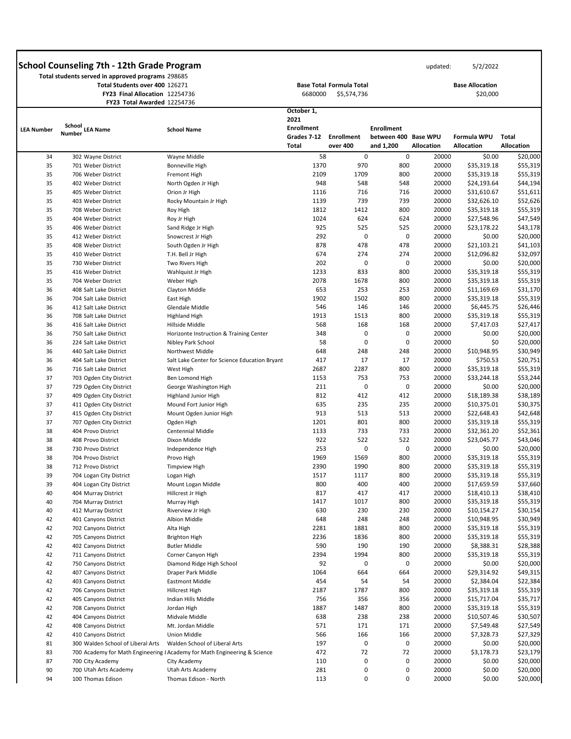## School Counseling 7th - 12th Grade Program

updated: 5/2/2022

Total students served in approved programs 298685
Total Students over 400 126271
FY23 Final Allocation 12254736
FY23 Total Awarded 12254736

| Base Total | Formula Total |
|---|---|
| 6680000 | $5,574,736 |

Base Allocation: $20,000

| LEA Number | School Number | LEA Name | School Name | October 1, 2021 Enrollment Grades 7-12 Total | Enrollment over 400 | Enrollment between 400 and 1,200 | Base WPU Allocation | Formula WPU Allocation | Total Allocation |
|---|---|---|---|---|---|---|---|---|---|
| 34 | 302 | Wayne District | Wayne Middle | 58 | 0 | 0 | 20000 | $0.00 | $20,000 |
| 35 | 701 | Weber District | Bonneville High | 1370 | 970 | 800 | 20000 | $35,319.18 | $55,319 |
| 35 | 706 | Weber District | Fremont High | 2109 | 1709 | 800 | 20000 | $35,319.18 | $55,319 |
| 35 | 402 | Weber District | North Ogden Jr High | 948 | 548 | 548 | 20000 | $24,193.64 | $44,194 |
| 35 | 405 | Weber District | Orion Jr High | 1116 | 716 | 716 | 20000 | $31,610.67 | $51,611 |
| 35 | 403 | Weber District | Rocky Mountain Jr High | 1139 | 739 | 739 | 20000 | $32,626.10 | $52,626 |
| 35 | 708 | Weber District | Roy High | 1812 | 1412 | 800 | 20000 | $35,319.18 | $55,319 |
| 35 | 404 | Weber District | Roy Jr High | 1024 | 624 | 624 | 20000 | $27,548.96 | $47,549 |
| 35 | 406 | Weber District | Sand Ridge Jr High | 925 | 525 | 525 | 20000 | $23,178.22 | $43,178 |
| 35 | 412 | Weber District | Snowcrest Jr High | 292 | 0 | 0 | 20000 | $0.00 | $20,000 |
| 35 | 408 | Weber District | South Ogden Jr High | 878 | 478 | 478 | 20000 | $21,103.21 | $41,103 |
| 35 | 410 | Weber District | T.H. Bell Jr High | 674 | 274 | 274 | 20000 | $12,096.82 | $32,097 |
| 35 | 730 | Weber District | Two Rivers High | 202 | 0 | 0 | 20000 | $0.00 | $20,000 |
| 35 | 416 | Weber District | Wahlquist Jr High | 1233 | 833 | 800 | 20000 | $35,319.18 | $55,319 |
| 35 | 704 | Weber District | Weber High | 2078 | 1678 | 800 | 20000 | $35,319.18 | $55,319 |
| 36 | 408 | Salt Lake District | Clayton Middle | 653 | 253 | 253 | 20000 | $11,169.69 | $31,170 |
| 36 | 704 | Salt Lake District | East High | 1902 | 1502 | 800 | 20000 | $35,319.18 | $55,319 |
| 36 | 412 | Salt Lake District | Glendale Middle | 546 | 146 | 146 | 20000 | $6,445.75 | $26,446 |
| 36 | 708 | Salt Lake District | Highland High | 1913 | 1513 | 800 | 20000 | $35,319.18 | $55,319 |
| 36 | 416 | Salt Lake District | Hillside Middle | 568 | 168 | 168 | 20000 | $7,417.03 | $27,417 |
| 36 | 750 | Salt Lake District | Horizonte Instruction & Training Center | 348 | 0 | 0 | 20000 | $0.00 | $20,000 |
| 36 | 224 | Salt Lake District | Nibley Park School | 58 | 0 | 0 | 20000 | $0 | $20,000 |
| 36 | 440 | Salt Lake District | Northwest Middle | 648 | 248 | 248 | 20000 | $10,948.95 | $30,949 |
| 36 | 404 | Salt Lake District | Salt Lake Center for Science Education Bryant | 417 | 17 | 17 | 20000 | $750.53 | $20,751 |
| 36 | 716 | Salt Lake District | West High | 2687 | 2287 | 800 | 20000 | $35,319.18 | $55,319 |
| 37 | 703 | Ogden City District | Ben Lomond High | 1153 | 753 | 753 | 20000 | $33,244.18 | $53,244 |
| 37 | 729 | Ogden City District | George Washington High | 211 | 0 | 0 | 20000 | $0.00 | $20,000 |
| 37 | 409 | Ogden City District | Highland Junior High | 812 | 412 | 412 | 20000 | $18,189.38 | $38,189 |
| 37 | 411 | Ogden City District | Mound Fort Junior High | 635 | 235 | 235 | 20000 | $10,375.01 | $30,375 |
| 37 | 415 | Ogden City District | Mount Ogden Junior High | 913 | 513 | 513 | 20000 | $22,648.43 | $42,648 |
| 37 | 707 | Ogden City District | Ogden High | 1201 | 801 | 800 | 20000 | $35,319.18 | $55,319 |
| 38 | 404 | Provo District | Centennial Middle | 1133 | 733 | 733 | 20000 | $32,361.20 | $52,361 |
| 38 | 408 | Provo District | Dixon Middle | 922 | 522 | 522 | 20000 | $23,045.77 | $43,046 |
| 38 | 730 | Provo District | Independence High | 253 | 0 | 0 | 20000 | $0.00 | $20,000 |
| 38 | 704 | Provo District | Provo High | 1969 | 1569 | 800 | 20000 | $35,319.18 | $55,319 |
| 38 | 712 | Provo District | Timpview High | 2390 | 1990 | 800 | 20000 | $35,319.18 | $55,319 |
| 39 | 704 | Logan City District | Logan High | 1517 | 1117 | 800 | 20000 | $35,319.18 | $55,319 |
| 39 | 404 | Logan City District | Mount Logan Middle | 800 | 400 | 400 | 20000 | $17,659.59 | $37,660 |
| 40 | 404 | Murray District | Hillcrest Jr High | 817 | 417 | 417 | 20000 | $18,410.13 | $38,410 |
| 40 | 704 | Murray District | Murray High | 1417 | 1017 | 800 | 20000 | $35,319.18 | $55,319 |
| 40 | 412 | Murray District | Riverview Jr High | 630 | 230 | 230 | 20000 | $10,154.27 | $30,154 |
| 42 | 401 | Canyons District | Albion Middle | 648 | 248 | 248 | 20000 | $10,948.95 | $30,949 |
| 42 | 702 | Canyons District | Alta High | 2281 | 1881 | 800 | 20000 | $35,319.18 | $55,319 |
| 42 | 705 | Canyons District | Brighton High | 2236 | 1836 | 800 | 20000 | $35,319.18 | $55,319 |
| 42 | 402 | Canyons District | Butler Middle | 590 | 190 | 190 | 20000 | $8,388.31 | $28,388 |
| 42 | 711 | Canyons District | Corner Canyon High | 2394 | 1994 | 800 | 20000 | $35,319.18 | $55,319 |
| 42 | 750 | Canyons District | Diamond Ridge High School | 92 | 0 | 0 | 20000 | $0.00 | $20,000 |
| 42 | 407 | Canyons District | Draper Park Middle | 1064 | 664 | 664 | 20000 | $29,314.92 | $49,315 |
| 42 | 403 | Canyons District | Eastmont Middle | 454 | 54 | 54 | 20000 | $2,384.04 | $22,384 |
| 42 | 706 | Canyons District | Hillcrest High | 2187 | 1787 | 800 | 20000 | $35,319.18 | $55,319 |
| 42 | 405 | Canyons District | Indian Hills Middle | 756 | 356 | 356 | 20000 | $15,717.04 | $35,717 |
| 42 | 708 | Canyons District | Jordan High | 1887 | 1487 | 800 | 20000 | $35,319.18 | $55,319 |
| 42 | 404 | Canyons District | Midvale Middle | 638 | 238 | 238 | 20000 | $10,507.46 | $30,507 |
| 42 | 408 | Canyons District | Mt. Jordan Middle | 571 | 171 | 171 | 20000 | $7,549.48 | $27,549 |
| 42 | 410 | Canyons District | Union Middle | 566 | 166 | 166 | 20000 | $7,328.73 | $27,329 |
| 81 | 300 | Walden School of Liberal Arts | Walden School of Liberal Arts | 197 | 0 | 0 | 20000 | $0.00 | $20,000 |
| 83 | 700 | Academy for Math Engineering & | Academy for Math Engineering & Science | 472 | 72 | 72 | 20000 | $3,178.73 | $23,179 |
| 87 | 700 | City Academy | City Academy | 110 | 0 | 0 | 20000 | $0.00 | $20,000 |
| 90 | 700 | Utah Arts Academy | Utah Arts Academy | 281 | 0 | 0 | 20000 | $0.00 | $20,000 |
| 94 | 100 | Thomas Edison | Thomas Edison - North | 113 | 0 | 0 | 20000 | $0.00 | $20,000 |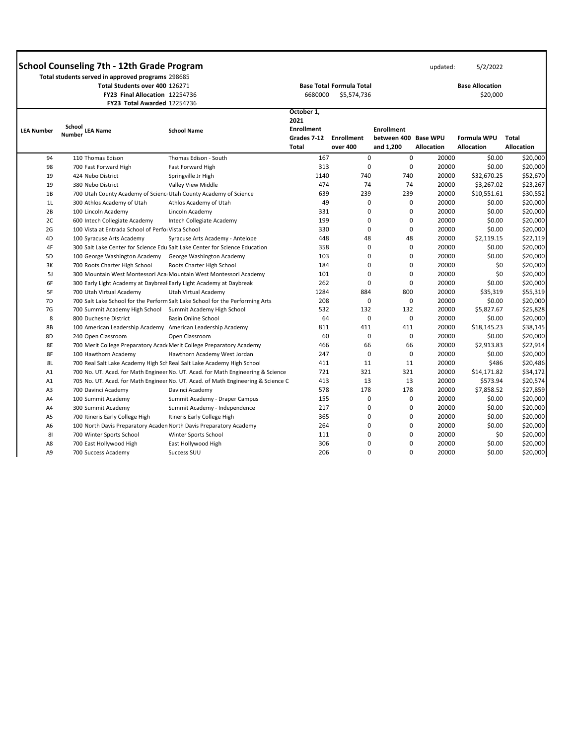## School Counseling 7th - 12th Grade Program

updated: 5/2/2022

**Total students served in approved programs** 298685
**Total Students over 400** 126271
**FY23 Final Allocation** 12254736
**FY23 Total Awarded** 12254736

| Base Total | Formula Total | Base Allocation |
|---|---|---|
| 6680000 | $5,574,736 | $20,000 |

| LEA Number | School Number | LEA Name | School Name | October 1, 2021 Enrollment Grades 7-12 Total | Enrollment over 400 | Enrollment between 400 and 1,200 | Base WPU Allocation | Formula WPU Allocation | Total Allocation |
|---|---|---|---|---|---|---|---|---|---|
| 94 | 110 | Thomas Edison | Thomas Edison - South | 167 | 0 | 0 | 20000 | $0.00 | $20,000 |
| 98 | 700 | Fast Forward High | Fast Forward High | 313 | 0 | 0 | 20000 | $0.00 | $20,000 |
| 19 | 424 | Nebo District | Springville Jr High | 1140 | 740 | 740 | 20000 | $32,670.25 | $52,670 |
| 19 | 380 | Nebo District | Valley View Middle | 474 | 74 | 74 | 20000 | $3,267.02 | $23,267 |
| 1B | 700 | Utah County Academy of Scienc | Utah County Academy of Science | 639 | 239 | 239 | 20000 | $10,551.61 | $30,552 |
| 1L | 300 | Athlos Academy of Utah | Athlos Academy of Utah | 49 | 0 | 0 | 20000 | $0.00 | $20,000 |
| 2B | 100 | Lincoln Academy | Lincoln Academy | 331 | 0 | 0 | 20000 | $0.00 | $20,000 |
| 2C | 600 | Intech Collegiate Academy | Intech Collegiate Academy | 199 | 0 | 0 | 20000 | $0.00 | $20,000 |
| 2G | 100 | Vista at Entrada School of Perfo | Vista School | 330 | 0 | 0 | 20000 | $0.00 | $20,000 |
| 4D | 100 | Syracuse Arts Academy | Syracuse Arts Academy - Antelope | 448 | 48 | 48 | 20000 | $2,119.15 | $22,119 |
| 4F | 300 | Salt Lake Center for Science Edu | Salt Lake Center for Science Education | 358 | 0 | 0 | 20000 | $0.00 | $20,000 |
| 5D | 100 | George Washington Academy | George Washington Academy | 103 | 0 | 0 | 20000 | $0.00 | $20,000 |
| 3K | 700 | Roots Charter High School | Roots Charter High School | 184 | 0 | 0 | 20000 | $0 | $20,000 |
| 5J | 300 | Mountain West Montessori Aca | Mountain West Montessori Academy | 101 | 0 | 0 | 20000 | $0 | $20,000 |
| 6F | 300 | Early Light Academy at Daybreal | Early Light Academy at Daybreak | 262 | 0 | 0 | 20000 | $0.00 | $20,000 |
| 5F | 700 | Utah Virtual Academy | Utah Virtual Academy | 1284 | 884 | 800 | 20000 | $35,319 | $55,319 |
| 7D | 700 | Salt Lake School for the Perform | Salt Lake School for the Performing Arts | 208 | 0 | 0 | 20000 | $0.00 | $20,000 |
| 7G | 700 | Summit Academy High School | Summit Academy High School | 532 | 132 | 132 | 20000 | $5,827.67 | $25,828 |
| 8 | 800 | Duchesne District | Basin Online School | 64 | 0 | 0 | 20000 | $0.00 | $20,000 |
| 8B | 100 | American Leadership Academy | American Leadership Academy | 811 | 411 | 411 | 20000 | $18,145.23 | $38,145 |
| 8D | 240 | Open Classroom | Open Classroom | 60 | 0 | 0 | 20000 | $0.00 | $20,000 |
| 8E | 700 | Merit College Preparatory Acad | Merit College Preparatory Academy | 466 | 66 | 66 | 20000 | $2,913.83 | $22,914 |
| 8F | 100 | Hawthorn Academy | Hawthorn Academy West Jordan | 247 | 0 | 0 | 20000 | $0.00 | $20,000 |
| 8L | 700 | Real Salt Lake Academy High Sch | Real Salt Lake Academy High School | 411 | 11 | 11 | 20000 | $486 | $20,486 |
| A1 | 700 | No. UT. Acad. for Math Engineer | No. UT. Acad. for Math Engineering & Science | 721 | 321 | 321 | 20000 | $14,171.82 | $34,172 |
| A1 | 705 | No. UT. Acad. for Math Engineer | No. UT. Acad. of Math Engineering & Science C | 413 | 13 | 13 | 20000 | $573.94 | $20,574 |
| A3 | 700 | Davinci Academy | Davinci Academy | 578 | 178 | 178 | 20000 | $7,858.52 | $27,859 |
| A4 | 100 | Summit Academy | Summit Academy - Draper Campus | 155 | 0 | 0 | 20000 | $0.00 | $20,000 |
| A4 | 300 | Summit Academy | Summit Academy - Independence | 217 | 0 | 0 | 20000 | $0.00 | $20,000 |
| A5 | 700 | Itineris Early College High | Itineris Early College High | 365 | 0 | 0 | 20000 | $0.00 | $20,000 |
| A6 | 100 | North Davis Preparatory Acaden | North Davis Preparatory Academy | 264 | 0 | 0 | 20000 | $0.00 | $20,000 |
| 8I | 700 | Winter Sports School | Winter Sports School | 111 | 0 | 0 | 20000 | $0 | $20,000 |
| A8 | 700 | East Hollywood High | East Hollywood High | 306 | 0 | 0 | 20000 | $0.00 | $20,000 |
| A9 | 700 | Success Academy | Success SUU | 206 | 0 | 0 | 20000 | $0.00 | $20,000 |